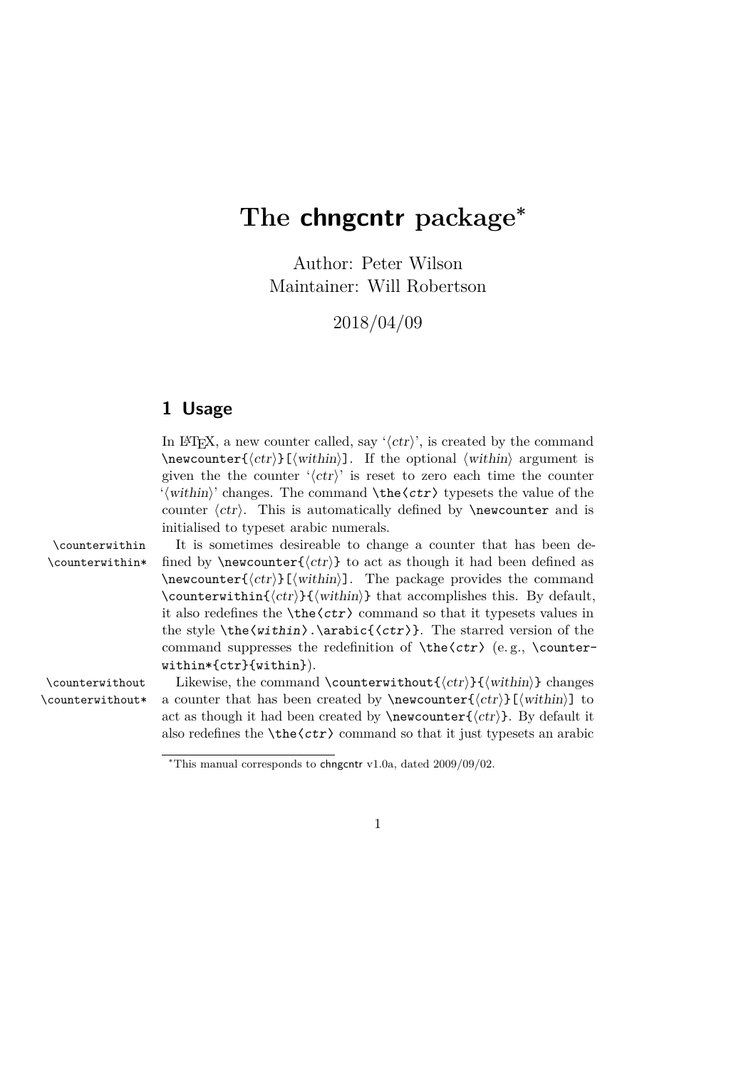# The chngcntr package*

Author: Peter Wilson
Maintainer: Will Robertson

2018/04/09

## 1 Usage

In LaTeX, a new counter called, say '⟨*ctr*⟩', is created by the command `\newcounter{`⟨*ctr*⟩`}[`⟨*within*⟩`]`. If the optional ⟨*within*⟩ argument is given the the counter '⟨*ctr*⟩' is reset to zero each time the counter '⟨*within*⟩' changes. The command `\the⟨ctr⟩` typesets the value of the counter ⟨*ctr*⟩. This is automatically defined by `\newcounter` and is initialised to typeset arabic numerals.

`\counterwithin`
`\counterwithin*`

It is sometimes desireable to change a counter that has been defined by `\newcounter{`⟨*ctr*⟩`}` to act as though it had been defined as `\newcounter{`⟨*ctr*⟩`}[`⟨*within*⟩`]`. The package provides the command `\counterwithin{`⟨*ctr*⟩`}{`⟨*within*⟩`}` that accomplishes this. By default, it also redefines the `\the⟨ctr⟩` command so that it typesets values in the style `\the⟨within⟩.\arabic{⟨ctr⟩}`. The starred version of the command suppresses the redefinition of `\the⟨ctr⟩` (e. g., `\counterwithin*{ctr}{within}`).

`\counterwithout`
`\counterwithout*`

Likewise, the command `\counterwithout{`⟨*ctr*⟩`}{`⟨*within*⟩`}` changes a counter that has been created by `\newcounter{`⟨*ctr*⟩`}[`⟨*within*⟩`]` to act as though it had been created by `\newcounter{`⟨*ctr*⟩`}`. By default it also redefines the `\the⟨ctr⟩` command so that it just typesets an arabic

*This manual corresponds to chngcntr v1.0a, dated 2009/09/02.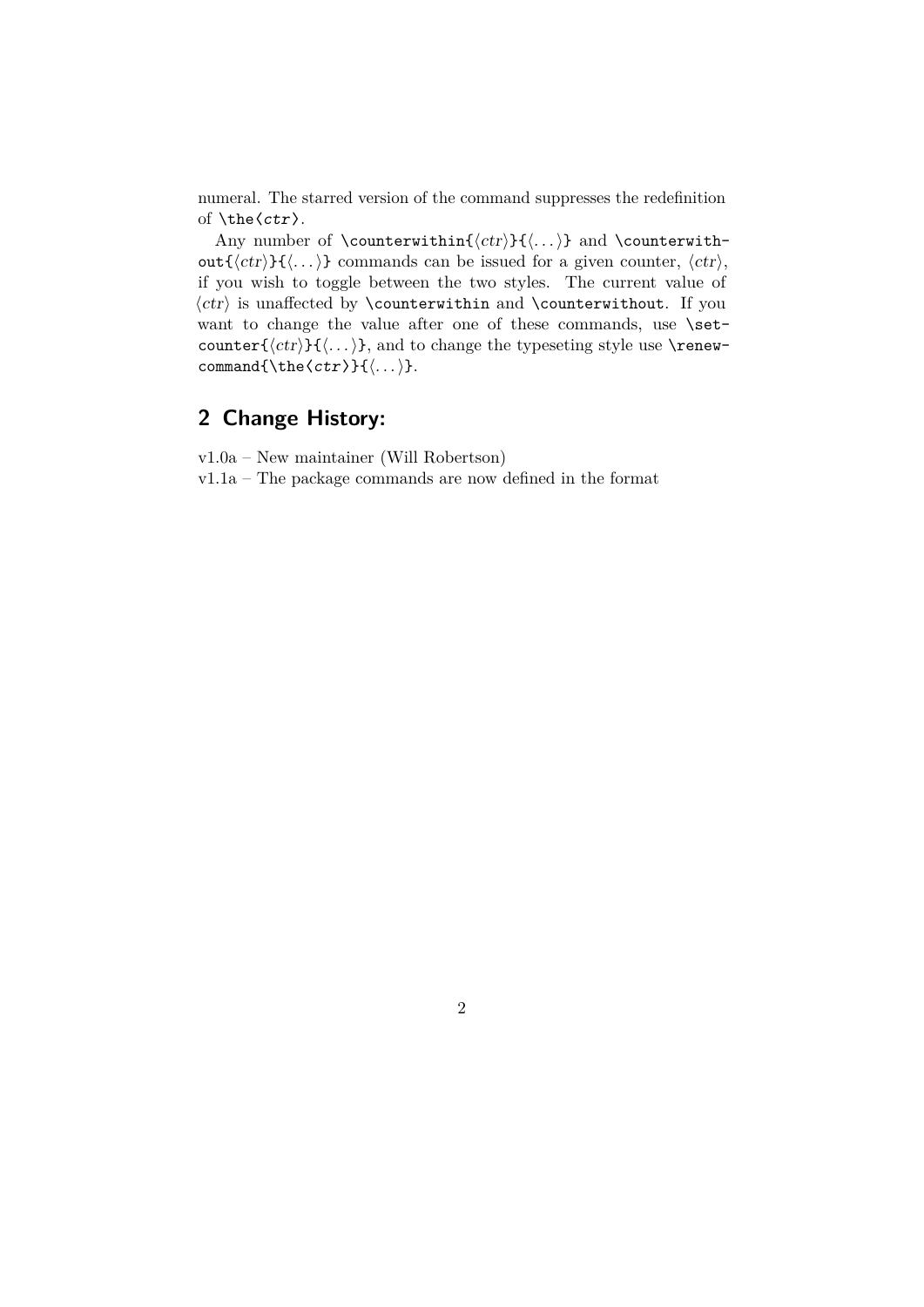numeral. The starred version of the command suppresses the redefinition of `\the⟨ctr⟩`.

Any number of `\counterwithin{⟨ctr⟩}{⟨...⟩}` and `\counterwithout{⟨ctr⟩}{⟨...⟩}` commands can be issued for a given counter, ⟨ctr⟩, if you wish to toggle between the two styles. The current value of ⟨ctr⟩ is unaffected by `\counterwithin` and `\counterwithout`. If you want to change the value after one of these commands, use `\setcounter{⟨ctr⟩}{⟨...⟩}`, and to change the typeseting style use `\renewcommand{\the⟨ctr⟩}{⟨...⟩}`.

## 2 Change History:

v1.0a – New maintainer (Will Robertson)
v1.1a – The package commands are now defined in the format